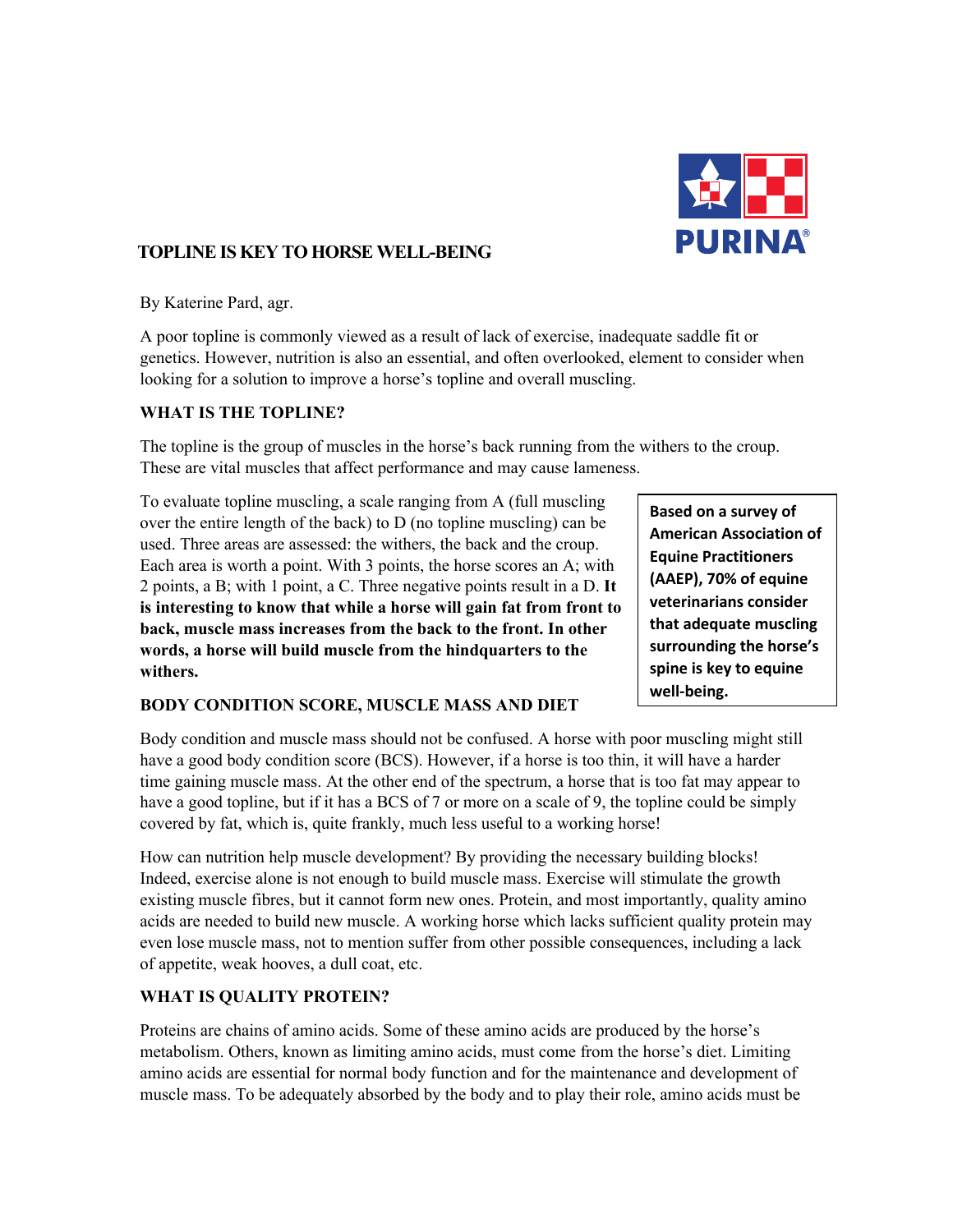# TOPLINE IS KEY TO HORSE WELL-BEING

By Katerine Pard, agr.

A poor topline is commonly viewed as a result of lack of exercise, inadequate saddle fit or genetics. However, nutrition is also an essential, and often overlooked, element to consider when looking for a solution to improve a horse's topline and overall muscling.

## WHAT IS THE TOPLINE?

The topline is the group of muscles in the horse's back running from the withers to the croup. These are vital muscles that affect performance and may cause lameness.

To evaluate topline muscling, a scale ranging from A (full muscling over the entire length of the back) to D (no topline muscling) can be used. Three areas are assessed: the withers, the back and the croup. Each area is worth a point. With 3 points, the horse scores an A; with 2 points, a B; with 1 point, a C. Three negative points result in a D. **It is interesting to know that while a horse will gain fat from front to back, muscle mass increases from the back to the front. In other words, a horse will build muscle from the hindquarters to the withers.**

**Based on a survey of American Association of Equine Practitioners (AAEP), 70% of equine veterinarians consider that adequate muscling surrounding the horse's spine is key to equine well-being.**

## BODY CONDITION SCORE, MUSCLE MASS AND DIET

Body condition and muscle mass should not be confused. A horse with poor muscling might still have a good body condition score (BCS). However, if a horse is too thin, it will have a harder time gaining muscle mass. At the other end of the spectrum, a horse that is too fat may appear to have a good topline, but if it has a BCS of 7 or more on a scale of 9, the topline could be simply covered by fat, which is, quite frankly, much less useful to a working horse!

How can nutrition help muscle development? By providing the necessary building blocks! Indeed, exercise alone is not enough to build muscle mass. Exercise will stimulate the growth existing muscle fibres, but it cannot form new ones. Protein, and most importantly, quality amino acids are needed to build new muscle. A working horse which lacks sufficient quality protein may even lose muscle mass, not to mention suffer from other possible consequences, including a lack of appetite, weak hooves, a dull coat, etc.

## WHAT IS QUALITY PROTEIN?

Proteins are chains of amino acids. Some of these amino acids are produced by the horse's metabolism. Others, known as limiting amino acids, must come from the horse's diet. Limiting amino acids are essential for normal body function and for the maintenance and development of muscle mass. To be adequately absorbed by the body and to play their role, amino acids must be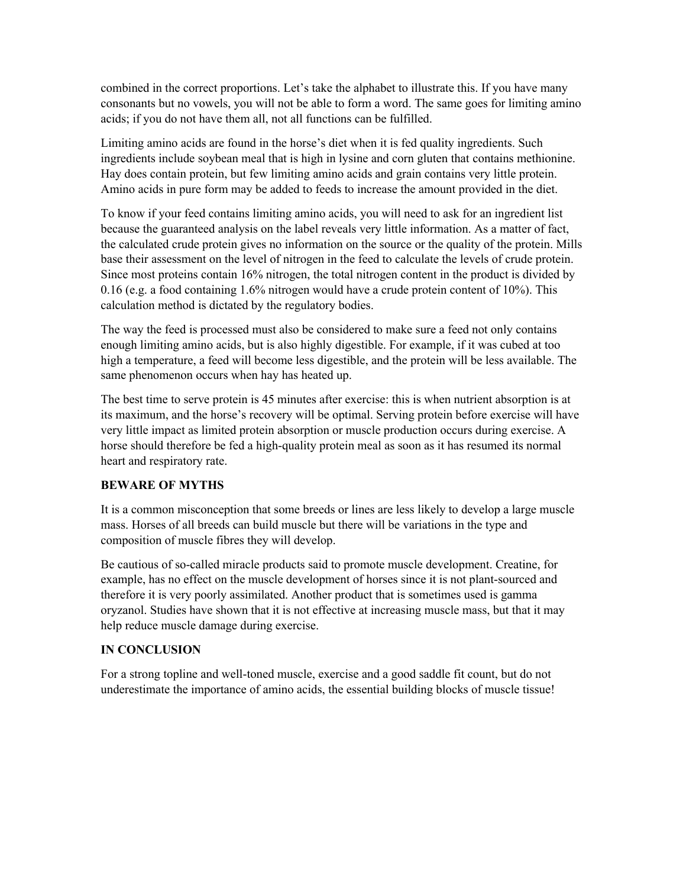combined in the correct proportions. Let's take the alphabet to illustrate this. If you have many consonants but no vowels, you will not be able to form a word. The same goes for limiting amino acids; if you do not have them all, not all functions can be fulfilled.

Limiting amino acids are found in the horse's diet when it is fed quality ingredients. Such ingredients include soybean meal that is high in lysine and corn gluten that contains methionine. Hay does contain protein, but few limiting amino acids and grain contains very little protein. Amino acids in pure form may be added to feeds to increase the amount provided in the diet.

To know if your feed contains limiting amino acids, you will need to ask for an ingredient list because the guaranteed analysis on the label reveals very little information. As a matter of fact, the calculated crude protein gives no information on the source or the quality of the protein. Mills base their assessment on the level of nitrogen in the feed to calculate the levels of crude protein. Since most proteins contain 16% nitrogen, the total nitrogen content in the product is divided by 0.16 (e.g. a food containing 1.6% nitrogen would have a crude protein content of 10%). This calculation method is dictated by the regulatory bodies.

The way the feed is processed must also be considered to make sure a feed not only contains enough limiting amino acids, but is also highly digestible. For example, if it was cubed at too high a temperature, a feed will become less digestible, and the protein will be less available. The same phenomenon occurs when hay has heated up.

The best time to serve protein is 45 minutes after exercise: this is when nutrient absorption is at its maximum, and the horse's recovery will be optimal. Serving protein before exercise will have very little impact as limited protein absorption or muscle production occurs during exercise. A horse should therefore be fed a high-quality protein meal as soon as it has resumed its normal heart and respiratory rate.

**BEWARE OF MYTHS**

It is a common misconception that some breeds or lines are less likely to develop a large muscle mass. Horses of all breeds can build muscle but there will be variations in the type and composition of muscle fibres they will develop.

Be cautious of so-called miracle products said to promote muscle development. Creatine, for example, has no effect on the muscle development of horses since it is not plant-sourced and therefore it is very poorly assimilated. Another product that is sometimes used is gamma oryzanol. Studies have shown that it is not effective at increasing muscle mass, but that it may help reduce muscle damage during exercise.

**IN CONCLUSION**

For a strong topline and well-toned muscle, exercise and a good saddle fit count, but do not underestimate the importance of amino acids, the essential building blocks of muscle tissue!